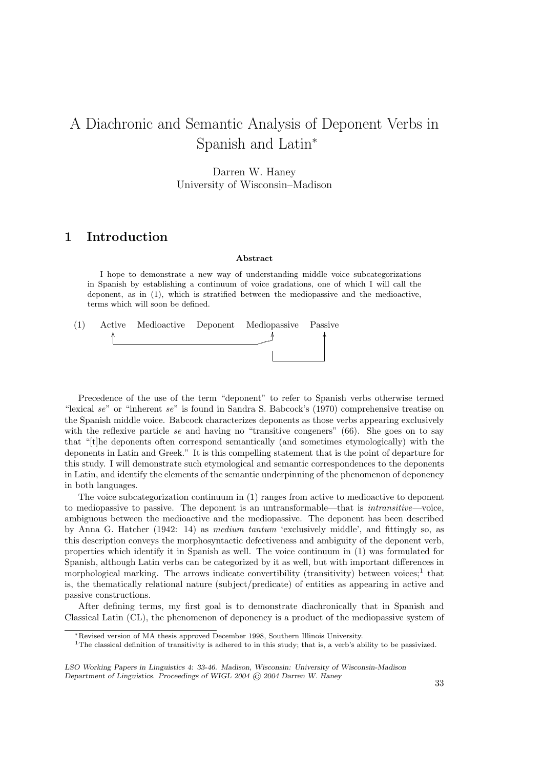# A Diachronic and Semantic Analysis of Deponent Verbs in Spanish and Latin*

Darren W. Haney
University of Wisconsin–Madison

## 1 Introduction

**Abstract**

I hope to demonstrate a new way of understanding middle voice subcategorizations in Spanish by establishing a continuum of voice gradations, one of which I will call the deponent, as in (1), which is stratified between the mediopassive and the medioactive, terms which will soon be defined.

(1) Active Medioactive Deponent Mediopassive Passive

Precedence of the use of the term "deponent" to refer to Spanish verbs otherwise termed "lexical *se*" or "inherent *se*" is found in Sandra S. Babcock's (1970) comprehensive treatise on the Spanish middle voice. Babcock characterizes deponents as those verbs appearing exclusively with the reflexive particle *se* and having no "transitive congeners" (66). She goes on to say that "[t]he deponents often correspond semantically (and sometimes etymologically) with the deponents in Latin and Greek." It is this compelling statement that is the point of departure for this study. I will demonstrate such etymological and semantic correspondences to the deponents in Latin, and identify the elements of the semantic underpinning of the phenomenon of deponency in both languages.

The voice subcategorization continuum in (1) ranges from active to medioactive to deponent to mediopassive to passive. The deponent is an untransformable—that is *intransitive*—voice, ambiguous between the medioactive and the mediopassive. The deponent has been described by Anna G. Hatcher (1942: 14) as *medium tantum* 'exclusively middle', and fittingly so, as this description conveys the morphosyntactic defectiveness and ambiguity of the deponent verb, properties which identify it in Spanish as well. The voice continuum in (1) was formulated for Spanish, although Latin verbs can be categorized by it as well, but with important differences in morphological marking. The arrows indicate convertibility (transitivity) between voices;[1] that is, the thematically relational nature (subject/predicate) of entities as appearing in active and passive constructions.

After defining terms, my first goal is to demonstrate diachronically that in Spanish and Classical Latin (CL), the phenomenon of deponency is a product of the mediopassive system of

---

*Revised version of MA thesis approved December 1998, Southern Illinois University.

[1] The classical definition of transitivity is adhered to in this study; that is, a verb's ability to be passivized.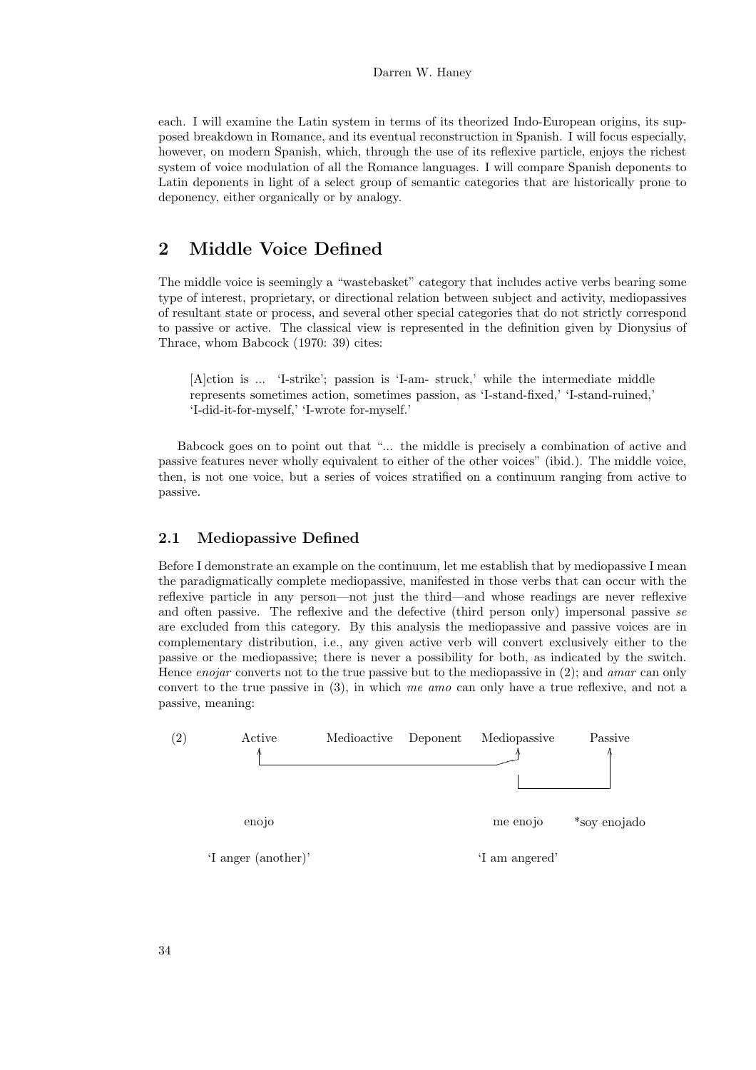each. I will examine the Latin system in terms of its theorized Indo-European origins, its supposed breakdown in Romance, and its eventual reconstruction in Spanish. I will focus especially, however, on modern Spanish, which, through the use of its reflexive particle, enjoys the richest system of voice modulation of all the Romance languages. I will compare Spanish deponents to Latin deponents in light of a select group of semantic categories that are historically prone to deponency, either organically or by analogy.

## 2 Middle Voice Defined

The middle voice is seemingly a "wastebasket" category that includes active verbs bearing some type of interest, proprietary, or directional relation between subject and activity, mediopassives of resultant state or process, and several other special categories that do not strictly correspond to passive or active. The classical view is represented in the definition given by Dionysius of Thrace, whom Babcock (1970: 39) cites:

> [A]ction is ... 'I-strike'; passion is 'I-am- struck,' while the intermediate middle represents sometimes action, sometimes passion, as 'I-stand-fixed,' 'I-stand-ruined,' 'I-did-it-for-myself,' 'I-wrote for-myself.'

Babcock goes on to point out that "... the middle is precisely a combination of active and passive features never wholly equivalent to either of the other voices" (ibid.). The middle voice, then, is not one voice, but a series of voices stratified on a continuum ranging from active to passive.

### 2.1 Mediopassive Defined

Before I demonstrate an example on the continuum, let me establish that by mediopassive I mean the paradigmatically complete mediopassive, manifested in those verbs that can occur with the reflexive particle in any person—not just the third—and whose readings are never reflexive and often passive. The reflexive and the defective (third person only) impersonal passive *se* are excluded from this category. By this analysis the mediopassive and passive voices are in complementary distribution, i.e., any given active verb will convert exclusively either to the passive or the mediopassive; there is never a possibility for both, as indicated by the switch. Hence *enojar* converts not to the true passive but to the mediopassive in (2); and *amar* can only convert to the true passive in (3), in which *me amo* can only have a true reflexive, and not a passive, meaning:

(2)

| Active | Medioactive | Deponent | Mediopassive | Passive |
|---|---|---|---|---|
| enojo | | | me enojo | *soy enojado |
| 'I anger (another)' | | | 'I am angered' | |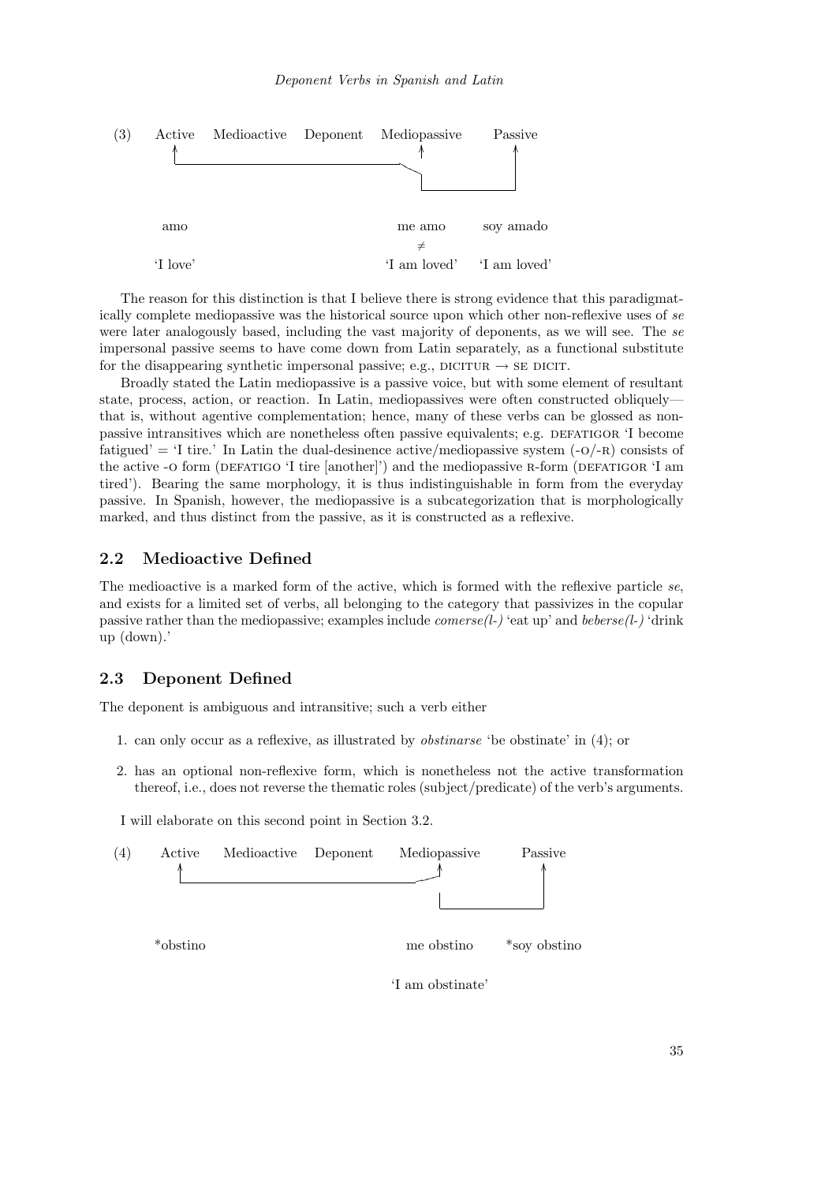(3) Active Medioactive Deponent Mediopassive Passive

| Active | Medioactive | Deponent | Mediopassive | Passive |
|---|---|---|---|---|
| amo | | | me amo | soy amado |
| | | | ≠ | |
| 'I love' | | | 'I am loved' | 'I am loved' |

The reason for this distinction is that I believe there is strong evidence that this paradigmatically complete mediopassive was the historical source upon which other non-reflexive uses of *se* were later analogously based, including the vast majority of deponents, as we will see. The *se* impersonal passive seems to have come down from Latin separately, as a functional substitute for the disappearing synthetic impersonal passive; e.g., DICITUR → SE DICIT.

Broadly stated the Latin mediopassive is a passive voice, but with some element of resultant state, process, action, or reaction. In Latin, mediopassives were often constructed obliquely—that is, without agentive complementation; hence, many of these verbs can be glossed as non-passive intransitives which are nonetheless often passive equivalents; e.g. DEFATIGOR 'I become fatigued' = 'I tire.' In Latin the dual-desinence active/mediopassive system (-O/-R) consists of the active -O form (DEFATIGO 'I tire [another]') and the mediopassive R-form (DEFATIGOR 'I am tired'). Bearing the same morphology, it is thus indistinguishable in form from the everyday passive. In Spanish, however, the mediopassive is a subcategorization that is morphologically marked, and thus distinct from the passive, as it is constructed as a reflexive.

## 2.2 Medioactive Defined

The medioactive is a marked form of the active, which is formed with the reflexive particle *se*, and exists for a limited set of verbs, all belonging to the category that passivizes in the copular passive rather than the mediopassive; examples include *comerse(l-)* 'eat up' and *beberse(l-)* 'drink up (down).'

## 2.3 Deponent Defined

The deponent is ambiguous and intransitive; such a verb either

1. can only occur as a reflexive, as illustrated by *obstinarse* 'be obstinate' in (4); or
2. has an optional non-reflexive form, which is nonetheless not the active transformation thereof, i.e., does not reverse the thematic roles (subject/predicate) of the verb's arguments.

I will elaborate on this second point in Section 3.2.

(4) Active Medioactive Deponent Mediopassive Passive

| Active | Medioactive | Deponent | Mediopassive | Passive |
|---|---|---|---|---|
| *obstino | | | me obstino | *soy obstino |
| | | | 'I am obstinate' | |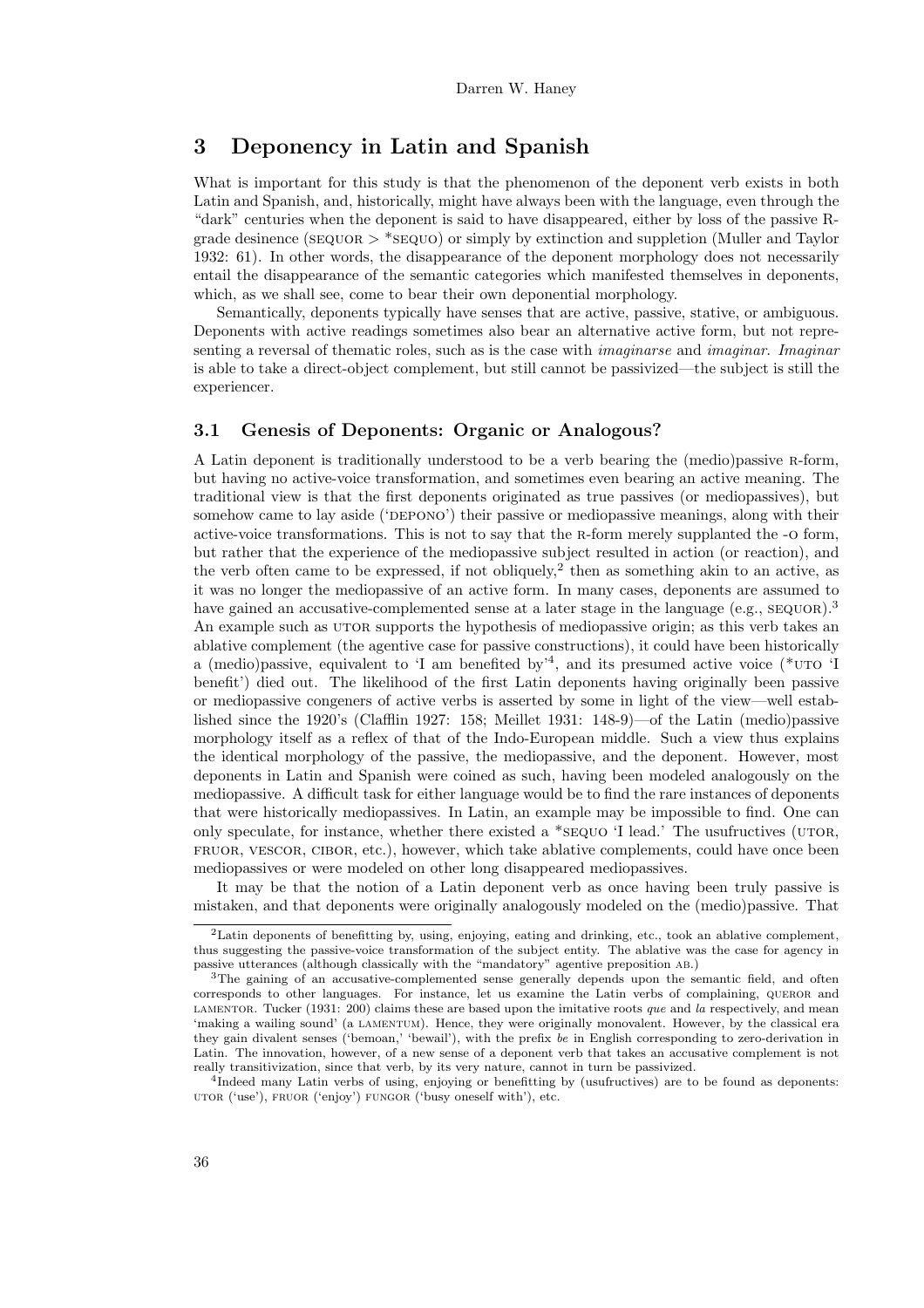## 3 Deponency in Latin and Spanish

What is important for this study is that the phenomenon of the deponent verb exists in both Latin and Spanish, and, historically, might have always been with the language, even through the "dark" centuries when the deponent is said to have disappeared, either by loss of the passive R-grade desinence (SEQUOR > *SEQUO) or simply by extinction and suppletion (Muller and Taylor 1932: 61). In other words, the disappearance of the deponent morphology does not necessarily entail the disappearance of the semantic categories which manifested themselves in deponents, which, as we shall see, come to bear their own deponential morphology.

Semantically, deponents typically have senses that are active, passive, stative, or ambiguous. Deponents with active readings sometimes also bear an alternative active form, but not representing a reversal of thematic roles, such as is the case with *imaginarse* and *imaginar*. *Imaginar* is able to take a direct-object complement, but still cannot be passivized—the subject is still the experiencer.

### 3.1 Genesis of Deponents: Organic or Analogous?

A Latin deponent is traditionally understood to be a verb bearing the (medio)passive R-form, but having no active-voice transformation, and sometimes even bearing an active meaning. The traditional view is that the first deponents originated as true passives (or mediopassives), but somehow came to lay aside ('DEPONO') their passive or mediopassive meanings, along with their active-voice transformations. This is not to say that the R-form merely supplanted the -O form, but rather that the experience of the mediopassive subject resulted in action (or reaction), and the verb often came to be expressed, if not obliquely,[2] then as something akin to an active, as it was no longer the mediopassive of an active form. In many cases, deponents are assumed to have gained an accusative-complemented sense at a later stage in the language (e.g., SEQUOR).[3] An example such as UTOR supports the hypothesis of mediopassive origin; as this verb takes an ablative complement (the agentive case for passive constructions), it could have been historically a (medio)passive, equivalent to 'I am benefited by'[4], and its presumed active voice (*UTO 'I benefit') died out. The likelihood of the first Latin deponents having originally been passive or mediopassive congeners of active verbs is asserted by some in light of the view—well established since the 1920's (Clafflin 1927: 158; Meillet 1931: 148-9)—of the Latin (medio)passive morphology itself as a reflex of that of the Indo-European middle. Such a view thus explains the identical morphology of the passive, the mediopassive, and the deponent. However, most deponents in Latin and Spanish were coined as such, having been modeled analogously on the mediopassive. A difficult task for either language would be to find the rare instances of deponents that were historically mediopassives. In Latin, an example may be impossible to find. One can only speculate, for instance, whether there existed a *SEQUO 'I lead.' The usufructives (UTOR, FRUOR, VESCOR, CIBOR, etc.), however, which take ablative complements, could have once been mediopassives or were modeled on other long disappeared mediopassives.

It may be that the notion of a Latin deponent verb as once having been truly passive is mistaken, and that deponents were originally analogously modeled on the (medio)passive. That

---

[2] Latin deponents of benefitting by, using, enjoying, eating and drinking, etc., took an ablative complement, thus suggesting the passive-voice transformation of the subject entity. The ablative was the case for agency in passive utterances (although classically with the "mandatory" agentive preposition AB.)

[3] The gaining of an accusative-complemented sense generally depends upon the semantic field, and often corresponds to other languages. For instance, let us examine the Latin verbs of complaining, QUEROR and LAMENTOR. Tucker (1931: 200) claims these are based upon the imitative roots *que* and *la* respectively, and mean 'making a wailing sound' (a LAMENTUM). Hence, they were originally monovalent. However, by the classical era they gain divalent senses ('bemoan,' 'bewail'), with the prefix *be* in English corresponding to zero-derivation in Latin. The innovation, however, of a new sense of a deponent verb that takes an accusative complement is not really transitivization, since that verb, by its very nature, cannot in turn be passivized.

[4] Indeed many Latin verbs of using, enjoying or benefitting by (usufructives) are to be found as deponents: UTOR ('use'), FRUOR ('enjoy') FUNGOR ('busy oneself with'), etc.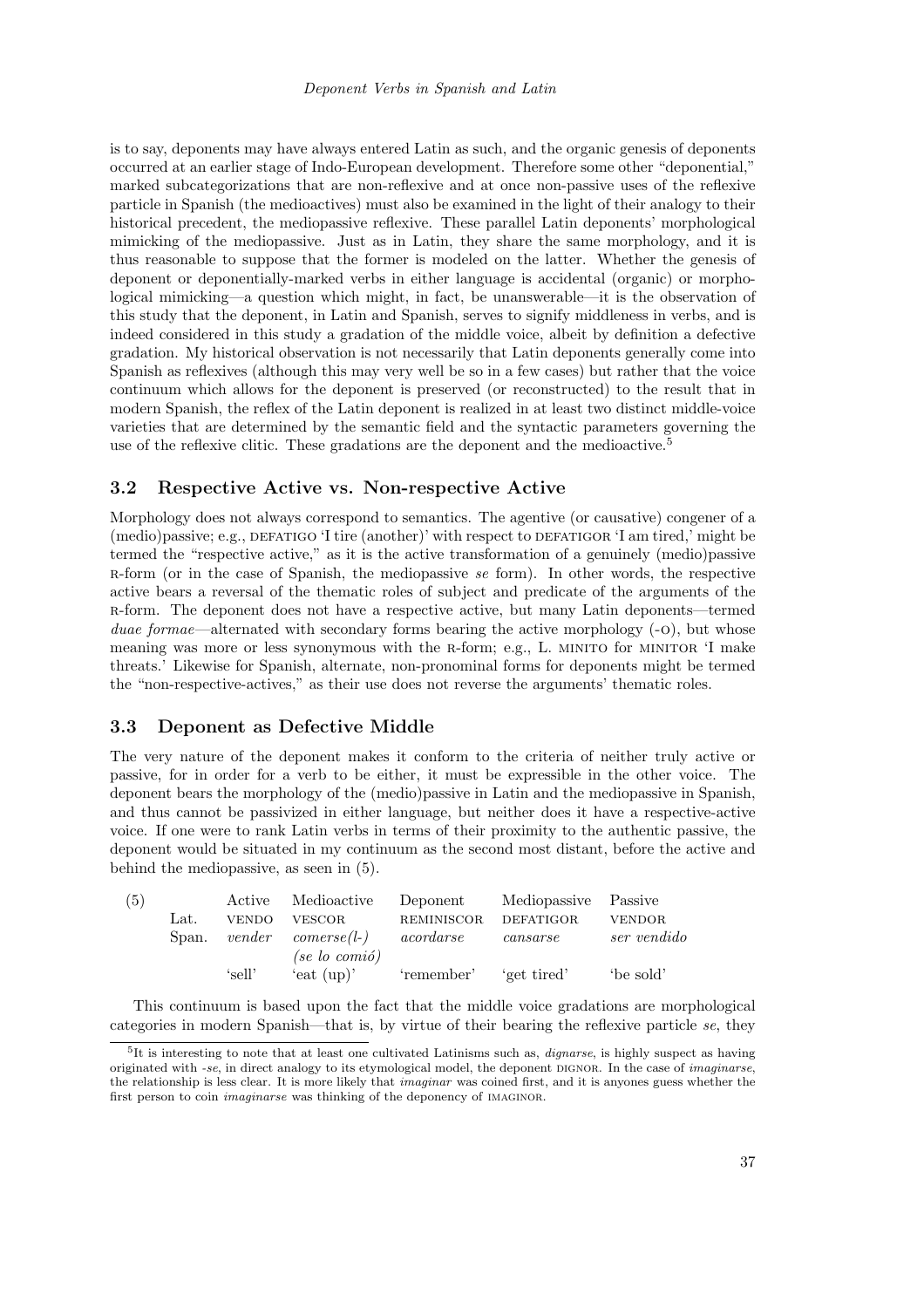is to say, deponents may have always entered Latin as such, and the organic genesis of deponents occurred at an earlier stage of Indo-European development. Therefore some other "deponential," marked subcategorizations that are non-reflexive and at once non-passive uses of the reflexive particle in Spanish (the medioactives) must also be examined in the light of their analogy to their historical precedent, the mediopassive reflexive. These parallel Latin deponents' morphological mimicking of the mediopassive. Just as in Latin, they share the same morphology, and it is thus reasonable to suppose that the former is modeled on the latter. Whether the genesis of deponent or deponentially-marked verbs in either language is accidental (organic) or morphological mimicking—a question which might, in fact, be unanswerable—it is the observation of this study that the deponent, in Latin and Spanish, serves to signify middleness in verbs, and is indeed considered in this study a gradation of the middle voice, albeit by definition a defective gradation. My historical observation is not necessarily that Latin deponents generally come into Spanish as reflexives (although this may very well be so in a few cases) but rather that the voice continuum which allows for the deponent is preserved (or reconstructed) to the result that in modern Spanish, the reflex of the Latin deponent is realized in at least two distinct middle-voice varieties that are determined by the semantic field and the syntactic parameters governing the use of the reflexive clitic. These gradations are the deponent and the medioactive.[5]

## 3.2 Respective Active vs. Non-respective Active

Morphology does not always correspond to semantics. The agentive (or causative) congener of a (medio)passive; e.g., DEFATIGO 'I tire (another)' with respect to DEFATIGOR 'I am tired,' might be termed the "respective active," as it is the active transformation of a genuinely (medio)passive R-form (or in the case of Spanish, the mediopassive *se* form). In other words, the respective active bears a reversal of the thematic roles of subject and predicate of the arguments of the R-form. The deponent does not have a respective active, but many Latin deponents—termed *duae formae*—alternated with secondary forms bearing the active morphology (-O), but whose meaning was more or less synonymous with the R-form; e.g., L. MINITO for MINITOR 'I make threats.' Likewise for Spanish, alternate, non-pronominal forms for deponents might be termed the "non-respective-actives," as their use does not reverse the arguments' thematic roles.

## 3.3 Deponent as Defective Middle

The very nature of the deponent makes it conform to the criteria of neither truly active or passive, for in order for a verb to be either, it must be expressible in the other voice. The deponent bears the morphology of the (medio)passive in Latin and the mediopassive in Spanish, and thus cannot be passivized in either language, but neither does it have a respective-active voice. If one were to rank Latin verbs in terms of their proximity to the authentic passive, the deponent would be situated in my continuum as the second most distant, before the active and behind the mediopassive, as seen in (5).

| (5) | | Active | Medioactive | Deponent | Mediopassive | Passive |
|---|---|---|---|---|---|---|
| | Lat. | VENDO | VESCOR | REMINISCOR | DEFATIGOR | VENDOR |
| | Span. | *vender* | *comerse(l-)* *(se lo comió)* | *acordarse* | *cansarse* | *ser vendido* |
| | | 'sell' | 'eat (up)' | 'remember' | 'get tired' | 'be sold' |

This continuum is based upon the fact that the middle voice gradations are morphological categories in modern Spanish—that is, by virtue of their bearing the reflexive particle *se*, they

[5] It is interesting to note that at least one cultivated Latinisms such as, *dignarse*, is highly suspect as having originated with *-se*, in direct analogy to its etymological model, the deponent DIGNOR. In the case of *imaginarse*, the relationship is less clear. It is more likely that *imaginar* was coined first, and it is anyones guess whether the first person to coin *imaginarse* was thinking of the deponency of IMAGINOR.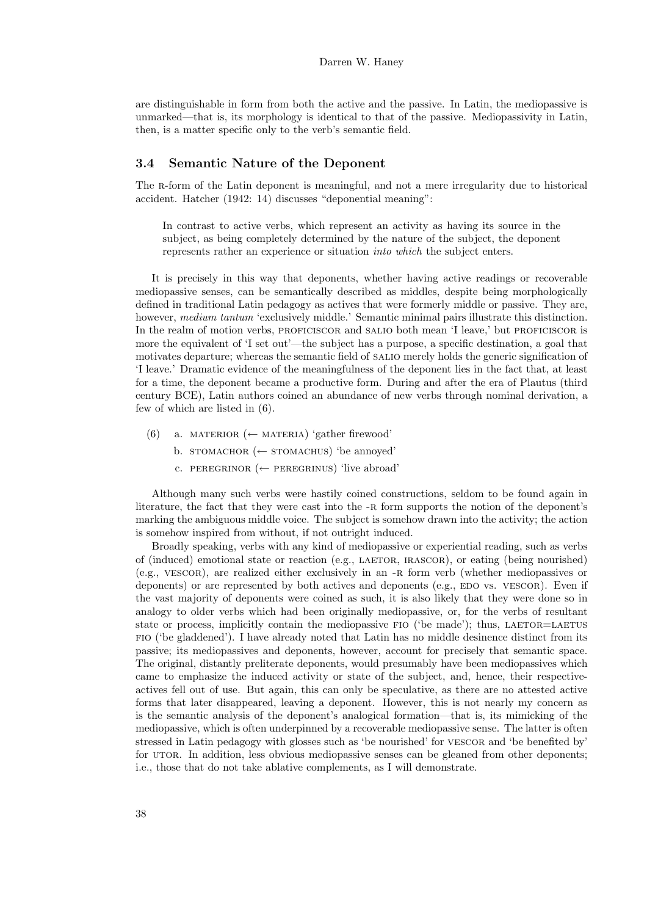are distinguishable in form from both the active and the passive. In Latin, the mediopassive is unmarked—that is, its morphology is identical to that of the passive. Mediopassivity in Latin, then, is a matter specific only to the verb's semantic field.

### 3.4 Semantic Nature of the Deponent

The R-form of the Latin deponent is meaningful, and not a mere irregularity due to historical accident. Hatcher (1942: 14) discusses "deponential meaning":

> In contrast to active verbs, which represent an activity as having its source in the subject, as being completely determined by the nature of the subject, the deponent represents rather an experience or situation *into which* the subject enters.

It is precisely in this way that deponents, whether having active readings or recoverable mediopassive senses, can be semantically described as middles, despite being morphologically defined in traditional Latin pedagogy as actives that were formerly middle or passive. They are, however, *medium tantum* 'exclusively middle.' Semantic minimal pairs illustrate this distinction. In the realm of motion verbs, PROFICISCOR and SALIO both mean 'I leave,' but PROFICISCOR is more the equivalent of 'I set out'—the subject has a purpose, a specific destination, a goal that motivates departure; whereas the semantic field of SALIO merely holds the generic signification of 'I leave.' Dramatic evidence of the meaningfulness of the deponent lies in the fact that, at least for a time, the deponent became a productive form. During and after the era of Plautus (third century BCE), Latin authors coined an abundance of new verbs through nominal derivation, a few of which are listed in (6).

(6)
   a. MATERIOR (← MATERIA) 'gather firewood'
   b. STOMACHOR (← STOMACHUS) 'be annoyed'
   c. PEREGRINOR (← PEREGRINUS) 'live abroad'

Although many such verbs were hastily coined constructions, seldom to be found again in literature, the fact that they were cast into the -R form supports the notion of the deponent's marking the ambiguous middle voice. The subject is somehow drawn into the activity; the action is somehow inspired from without, if not outright induced.

Broadly speaking, verbs with any kind of mediopassive or experiential reading, such as verbs of (induced) emotional state or reaction (e.g., LAETOR, IRASCOR), or eating (being nourished) (e.g., VESCOR), are realized either exclusively in an -R form verb (whether mediopassives or deponents) or are represented by both actives and deponents (e.g., EDO vs. VESCOR). Even if the vast majority of deponents were coined as such, it is also likely that they were done so in analogy to older verbs which had been originally mediopassive, or, for the verbs of resultant state or process, implicitly contain the mediopassive FIO ('be made'); thus, LAETOR=LAETUS FIO ('be gladdened'). I have already noted that Latin has no middle desinence distinct from its passive; its mediopassives and deponents, however, account for precisely that semantic space. The original, distantly preliterate deponents, would presumably have been mediopassives which came to emphasize the induced activity or state of the subject, and, hence, their respective-actives fell out of use. But again, this can only be speculative, as there are no attested active forms that later disappeared, leaving a deponent. However, this is not nearly my concern as is the semantic analysis of the deponent's analogical formation—that is, its mimicking of the mediopassive, which is often underpinned by a recoverable mediopassive sense. The latter is often stressed in Latin pedagogy with glosses such as 'be nourished' for VESCOR and 'be benefited by' for UTOR. In addition, less obvious mediopassive senses can be gleaned from other deponents; i.e., those that do not take ablative complements, as I will demonstrate.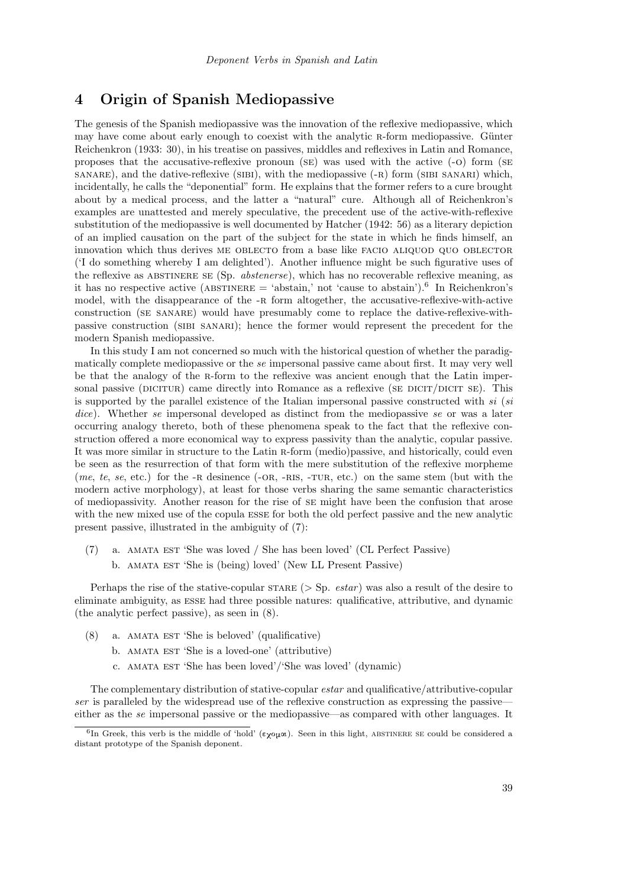## 4 Origin of Spanish Mediopassive

The genesis of the Spanish mediopassive was the innovation of the reflexive mediopassive, which may have come about early enough to coexist with the analytic R-form mediopassive. Günter Reichenkron (1933: 30), in his treatise on passives, middles and reflexives in Latin and Romance, proposes that the accusative-reflexive pronoun (SE) was used with the active (-O) form (SE SANARE), and the dative-reflexive (SIBI), with the mediopassive (-R) form (SIBI SANARI) which, incidentally, he calls the "deponential" form. He explains that the former refers to a cure brought about by a medical process, and the latter a "natural" cure. Although all of Reichenkron's examples are unattested and merely speculative, the precedent use of the active-with-reflexive substitution of the mediopassive is well documented by Hatcher (1942: 56) as a literary depiction of an implied causation on the part of the subject for the state in which he finds himself, an innovation which thus derives ME OBLECTO from a base like FACIO ALIQUOD QUO OBLECTOR ('I do something whereby I am delighted'). Another influence might be such figurative uses of the reflexive as ABSTINERE SE (Sp. *abstenerse*), which has no recoverable reflexive meaning, as it has no respective active (ABSTINERE = 'abstain,' not 'cause to abstain').[6] In Reichenkron's model, with the disappearance of the -R form altogether, the accusative-reflexive-with-active construction (SE SANARE) would have presumably come to replace the dative-reflexive-with-passive construction (SIBI SANARI); hence the former would represent the precedent for the modern Spanish mediopassive.

In this study I am not concerned so much with the historical question of whether the paradigmatically complete mediopassive or the *se* impersonal passive came about first. It may very well be that the analogy of the R-form to the reflexive was ancient enough that the Latin impersonal passive (DICITUR) came directly into Romance as a reflexive (SE DICIT/DICIT SE). This is supported by the parallel existence of the Italian impersonal passive constructed with *si* (*si dice*). Whether *se* impersonal developed as distinct from the mediopassive *se* or was a later occurring analogy thereto, both of these phenomena speak to the fact that the reflexive construction offered a more economical way to express passivity than the analytic, copular passive. It was more similar in structure to the Latin R-form (medio)passive, and historically, could even be seen as the resurrection of that form with the mere substitution of the reflexive morpheme (*me*, *te*, *se*, etc.) for the -R desinence (-OR, -RIS, -TUR, etc.) on the same stem (but with the modern active morphology), at least for those verbs sharing the same semantic characteristics of mediopassivity. Another reason for the rise of SE might have been the confusion that arose with the new mixed use of the copula ESSE for both the old perfect passive and the new analytic present passive, illustrated in the ambiguity of (7):

(7) a. AMATA EST 'She was loved / She has been loved' (CL Perfect Passive)
    b. AMATA EST 'She is (being) loved' (New LL Present Passive)

Perhaps the rise of the stative-copular STARE (> Sp. *estar*) was also a result of the desire to eliminate ambiguity, as ESSE had three possible natures: qualificative, attributive, and dynamic (the analytic perfect passive), as seen in (8).

(8) a. AMATA EST 'She is beloved' (qualificative)
    b. AMATA EST 'She is a loved-one' (attributive)
    c. AMATA EST 'She has been loved'/'She was loved' (dynamic)

The complementary distribution of stative-copular *estar* and qualificative/attributive-copular *ser* is paralleled by the widespread use of the reflexive construction as expressing the passive—either as the *se* impersonal passive or the mediopassive—as compared with other languages. It

[6] In Greek, this verb is the middle of 'hold' (εχομαι). Seen in this light, ABSTINERE SE could be considered a distant prototype of the Spanish deponent.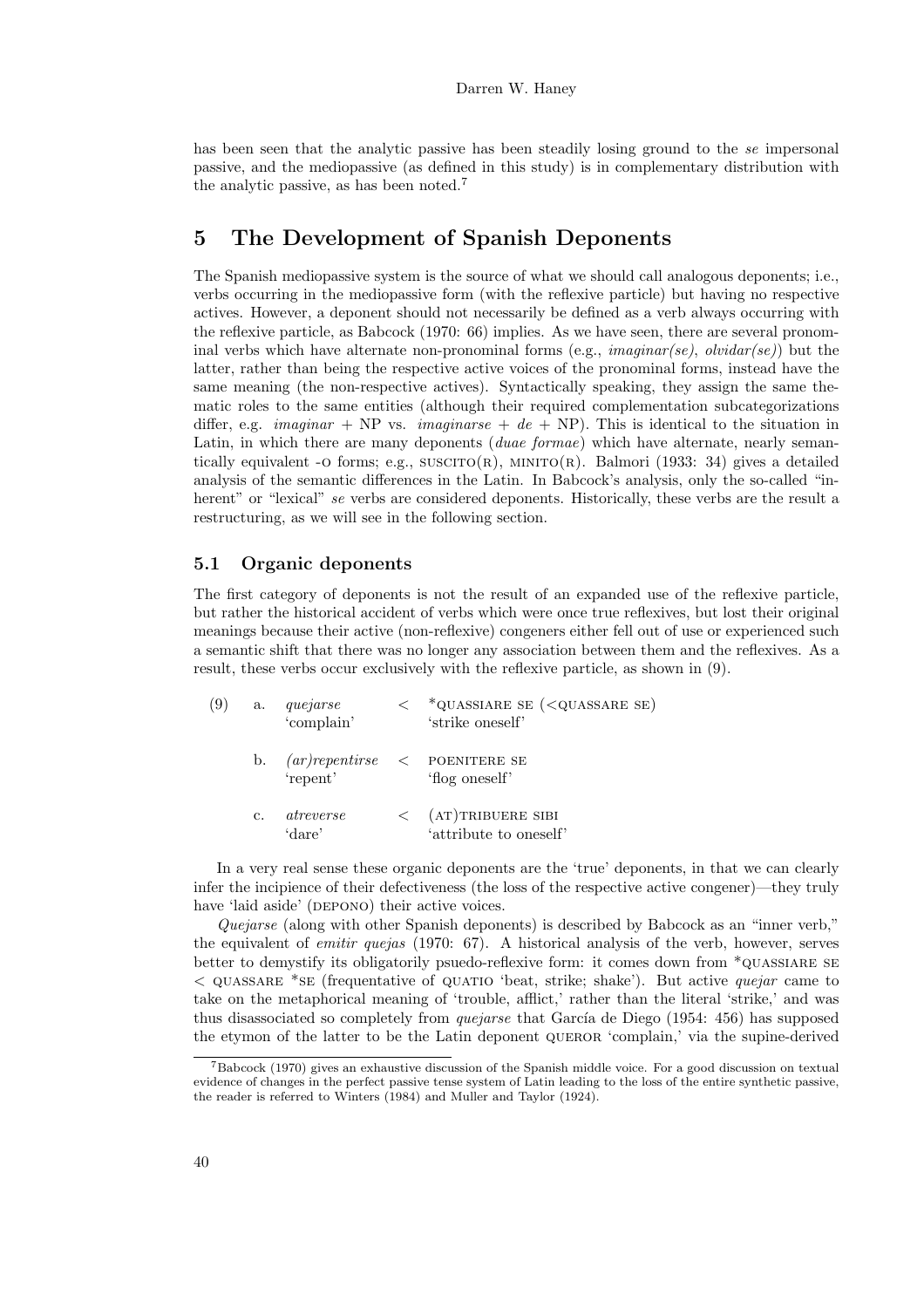has been seen that the analytic passive has been steadily losing ground to the *se* impersonal passive, and the mediopassive (as defined in this study) is in complementary distribution with the analytic passive, as has been noted.[7]

## 5 The Development of Spanish Deponents

The Spanish mediopassive system is the source of what we should call analogous deponents; i.e., verbs occurring in the mediopassive form (with the reflexive particle) but having no respective actives. However, a deponent should not necessarily be defined as a verb always occurring with the reflexive particle, as Babcock (1970: 66) implies. As we have seen, there are several pronominal verbs which have alternate non-pronominal forms (e.g., *imaginar(se)*, *olvidar(se)*) but the latter, rather than being the respective active voices of the pronominal forms, instead have the same meaning (the non-respective actives). Syntactically speaking, they assign the same thematic roles to the same entities (although their required complementation subcategorizations differ, e.g. *imaginar* + NP vs. *imaginarse* + *de* + NP). This is identical to the situation in Latin, in which there are many deponents (*duae formae*) which have alternate, nearly semantically equivalent -O forms; e.g., SUSCITO(R), MINITO(R). Balmori (1933: 34) gives a detailed analysis of the semantic differences in the Latin. In Babcock's analysis, only the so-called "inherent" or "lexical" *se* verbs are considered deponents. Historically, these verbs are the result a restructuring, as we will see in the following section.

### 5.1 Organic deponents

The first category of deponents is not the result of an expanded use of the reflexive particle, but rather the historical accident of verbs which were once true reflexives, but lost their original meanings because their active (non-reflexive) congeners either fell out of use or experienced such a semantic shift that there was no longer any association between them and the reflexives. As a result, these verbs occur exclusively with the reflexive particle, as shown in (9).

(9)

a. *quejarse* 'complain' < *QUASSIARE SE (<QUASSARE SE) 'strike oneself'

b. *(ar)repentirse* 'repent' < POENITERE SE 'flog oneself'

c. *atreverse* 'dare' < (AT)TRIBUERE SIBI 'attribute to oneself'

In a very real sense these organic deponents are the 'true' deponents, in that we can clearly infer the incipience of their defectiveness (the loss of the respective active congener)—they truly have 'laid aside' (DEPONO) their active voices.

*Quejarse* (along with other Spanish deponents) is described by Babcock as an "inner verb," the equivalent of *emitir quejas* (1970: 67). A historical analysis of the verb, however, serves better to demystify its obligatorily psuedo-reflexive form: it comes down from *QUASSIARE SE < QUASSARE *SE (frequentative of QUATIO 'beat, strike; shake'). But active *quejar* came to take on the metaphorical meaning of 'trouble, afflict,' rather than the literal 'strike,' and was thus disassociated so completely from *quejarse* that García de Diego (1954: 456) has supposed the etymon of the latter to be the Latin deponent QUEROR 'complain,' via the supine-derived

---

[7] Babcock (1970) gives an exhaustive discussion of the Spanish middle voice. For a good discussion on textual evidence of changes in the perfect passive tense system of Latin leading to the loss of the entire synthetic passive, the reader is referred to Winters (1984) and Muller and Taylor (1924).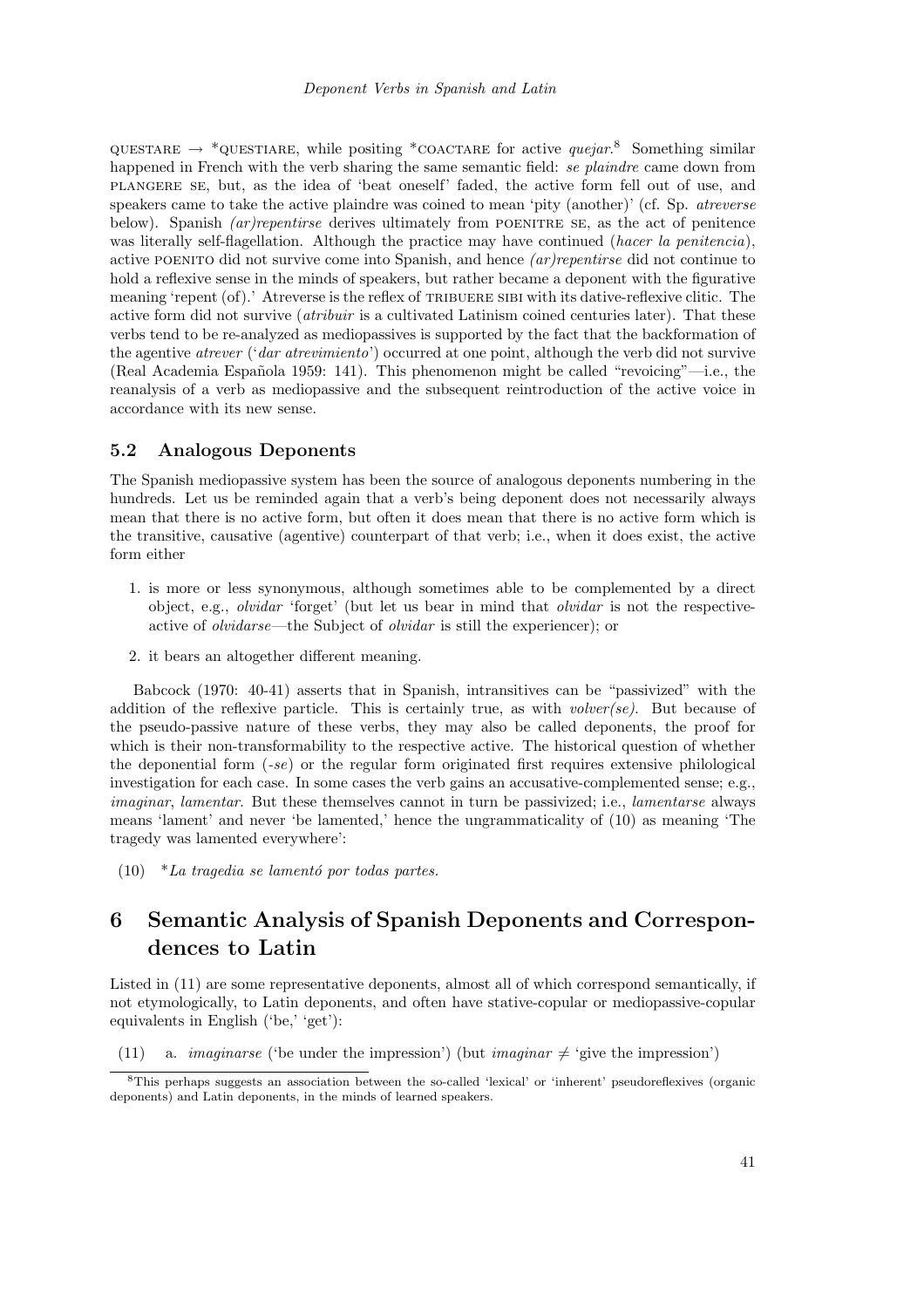QUESTARE → *QUESTIARE, while positing *COACTARE for active *quejar*.[8] Something similar happened in French with the verb sharing the same semantic field: *se plaindre* came down from PLANGERE SE, but, as the idea of 'beat oneself' faded, the active form fell out of use, and speakers came to take the active plaindre was coined to mean 'pity (another)' (cf. Sp. *atreverse* below). Spanish *(ar)repentirse* derives ultimately from POENITRE SE, as the act of penitence was literally self-flagellation. Although the practice may have continued (*hacer la penitencia*), active POENITO did not survive come into Spanish, and hence *(ar)repentirse* did not continue to hold a reflexive sense in the minds of speakers, but rather became a deponent with the figurative meaning 'repent (of).' Atreverse is the reflex of TRIBUERE SIBI with its dative-reflexive clitic. The active form did not survive (*atribuir* is a cultivated Latinism coined centuries later). That these verbs tend to be re-analyzed as mediopassives is supported by the fact that the backformation of the agentive *atrever* ('*dar atrevimiento*') occurred at one point, although the verb did not survive (Real Academia Española 1959: 141). This phenomenon might be called "revoicing"—i.e., the reanalysis of a verb as mediopassive and the subsequent reintroduction of the active voice in accordance with its new sense.

### 5.2 Analogous Deponents

The Spanish mediopassive system has been the source of analogous deponents numbering in the hundreds. Let us be reminded again that a verb's being deponent does not necessarily always mean that there is no active form, but often it does mean that there is no active form which is the transitive, causative (agentive) counterpart of that verb; i.e., when it does exist, the active form either

1. is more or less synonymous, although sometimes able to be complemented by a direct object, e.g., *olvidar* 'forget' (but let us bear in mind that *olvidar* is not the respective-active of *olvidarse*—the Subject of *olvidar* is still the experiencer); or
2. it bears an altogether different meaning.

Babcock (1970: 40-41) asserts that in Spanish, intransitives can be "passivized" with the addition of the reflexive particle. This is certainly true, as with *volver(se)*. But because of the pseudo-passive nature of these verbs, they may also be called deponents, the proof for which is their non-transformability to the respective active. The historical question of whether the deponential form (*-se*) or the regular form originated first requires extensive philological investigation for each case. In some cases the verb gains an accusative-complemented sense; e.g., *imaginar*, *lamentar*. But these themselves cannot in turn be passivized; i.e., *lamentarse* always means 'lament' and never 'be lamented,' hence the ungrammaticality of (10) as meaning 'The tragedy was lamented everywhere':

(10) **La tragedia se lamentó por todas partes.*

## 6 Semantic Analysis of Spanish Deponents and Correspondences to Latin

Listed in (11) are some representative deponents, almost all of which correspond semantically, if not etymologically, to Latin deponents, and often have stative-copular or mediopassive-copular equivalents in English ('be,' 'get'):

(11) a. *imaginarse* ('be under the impression') (but *imaginar* ≠ 'give the impression')

[8] This perhaps suggests an association between the so-called 'lexical' or 'inherent' pseudoreflexives (organic deponents) and Latin deponents, in the minds of learned speakers.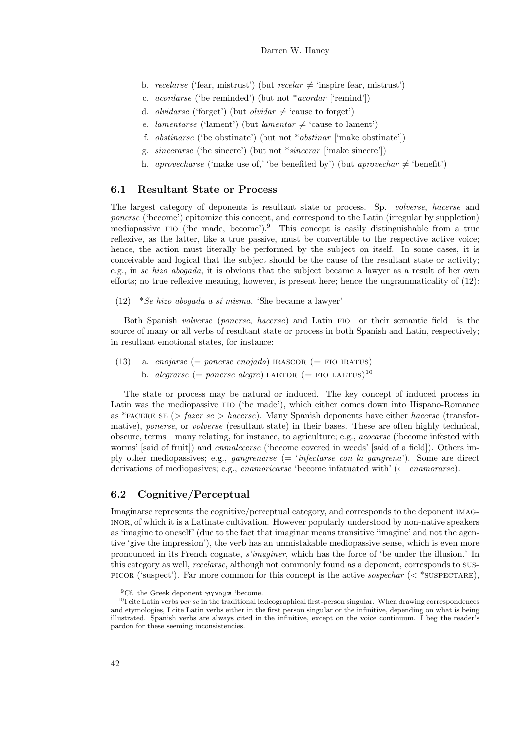b. *recelarse* ('fear, mistrust') (but *recelar* ≠ 'inspire fear, mistrust')

c. *acordarse* ('be reminded') (but not **acordar* ['remind'])

d. *olvidarse* ('forget') (but *olvidar* ≠ 'cause to forget')

e. *lamentarse* ('lament') (but *lamentar* ≠ 'cause to lament')

f. *obstinarse* ('be obstinate') (but not **obstinar* ['make obstinate'])

g. *sincerarse* ('be sincere') (but not **sincerar* ['make sincere'])

h. *aprovecharse* ('make use of,' 'be benefited by') (but *aprovechar* ≠ 'benefit')

## 6.1 Resultant State or Process

The largest category of deponents is resultant state or process. Sp. *volverse*, *hacerse* and *ponerse* ('become') epitomize this concept, and correspond to the Latin (irregular by suppletion) mediopassive FIO ('be made, become').[9] This concept is easily distinguishable from a true reflexive, as the latter, like a true passive, must be convertible to the respective active voice; hence, the action must literally be performed by the subject on itself. In some cases, it is conceivable and logical that the subject should be the cause of the resultant state or activity; e.g., in *se hizo abogada*, it is obvious that the subject became a lawyer as a result of her own efforts; no true reflexive meaning, however, is present here; hence the ungrammaticality of (12):

(12) **Se hizo abogada a sí misma.* 'She became a lawyer'

Both Spanish *volverse* (*ponerse*, *hacerse*) and Latin FIO—or their semantic field—is the source of many or all verbs of resultant state or process in both Spanish and Latin, respectively; in resultant emotional states, for instance:

(13) a. *enojarse* (= *ponerse enojado*) IRASCOR (= FIO IRATUS)

b. *alegrarse* (= *ponerse alegre*) LAETOR (= FIO LAETUS)[10]

The state or process may be natural or induced. The key concept of induced process in Latin was the mediopassive FIO ('be made'), which either comes down into Hispano-Romance as *FACERE SE (> *fazer se* > *hacerse*). Many Spanish deponents have either *hacerse* (transformative), *ponerse*, or *volverse* (resultant state) in their bases. These are often highly technical, obscure, terms—many relating, for instance, to agriculture; e.g., *acocarse* ('become infested with worms' [said of fruit]) and *enmalecerse* ('become covered in weeds' [said of a field]). Others imply other mediopassives; e.g., *gangrenarse* (= '*infectarse con la gangrena*'). Some are direct derivations of mediopasives; e.g., *enamoricarse* 'become infatuated with' (← *enamorarse*).

## 6.2 Cognitive/Perceptual

Imaginarse represents the cognitive/perceptual category, and corresponds to the deponent IMAGINOR, of which it is a Latinate cultivation. However popularly understood by non-native speakers as 'imagine to oneself' (due to the fact that imaginar means transitive 'imagine' and not the agentive 'give the impression'), the verb has an unmistakable mediopassive sense, which is even more pronounced in its French cognate, *s'imaginer*, which has the force of 'be under the illusion.' In this category as well, *recelarse*, although not commonly found as a deponent, corresponds to SUSPICOR ('suspect'). Far more common for this concept is the active *sospechar* (< *SUSPECTARE),

---

[9] Cf. the Greek deponent γιγνομαι 'become.'

[10] I cite Latin verbs *per se* in the traditional lexicographical first-person singular. When drawing correspondences and etymologies, I cite Latin verbs either in the first person singular or the infinitive, depending on what is being illustrated. Spanish verbs are always cited in the infinitive, except on the voice continuum. I beg the reader's pardon for these seeming inconsistencies.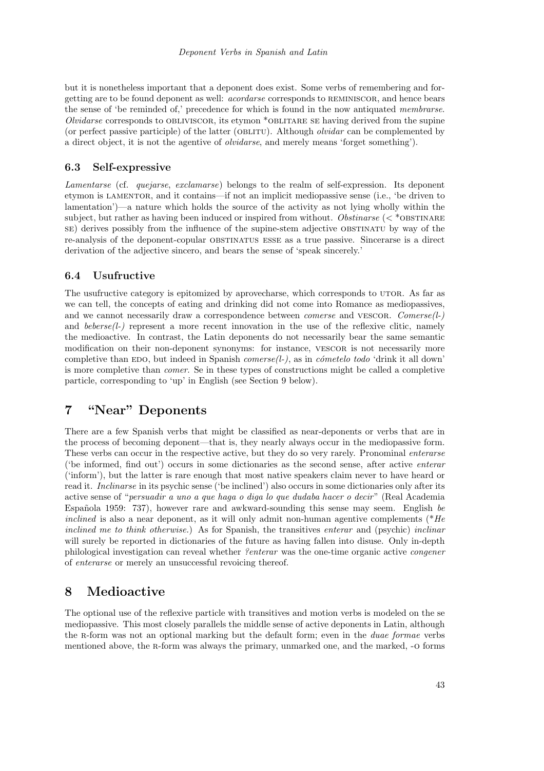but it is nonetheless important that a deponent does exist. Some verbs of remembering and forgetting are to be found deponent as well: *acordarse* corresponds to REMINISCOR, and hence bears the sense of 'be reminded of,' precedence for which is found in the now antiquated *membrarse*. *Olvidarse* corresponds to OBLIVISCOR, its etymon *OBLITARE SE having derived from the supine (or perfect passive participle) of the latter (OBLITU). Although *olvidar* can be complemented by a direct object, it is not the agentive of *olvidarse*, and merely means 'forget something').

### 6.3 Self-expressive

*Lamentarse* (cf. *quejarse*, *exclamarse*) belongs to the realm of self-expression. Its deponent etymon is LAMENTOR, and it contains—if not an implicit mediopassive sense (i.e., 'be driven to lamentation')—a nature which holds the source of the activity as not lying wholly within the subject, but rather as having been induced or inspired from without. *Obstinarse* (< *OBSTINARE SE) derives possibly from the influence of the supine-stem adjective OBSTINATU by way of the re-analysis of the deponent-copular OBSTINATUS ESSE as a true passive. Sincerarse is a direct derivation of the adjective sincero, and bears the sense of 'speak sincerely.'

### 6.4 Usufructive

The usufructive category is epitomized by aprovecharse, which corresponds to UTOR. As far as we can tell, the concepts of eating and drinking did not come into Romance as mediopassives, and we cannot necessarily draw a correspondence between *comerse* and VESCOR. *Comerse(l-)* and *beberse(l-)* represent a more recent innovation in the use of the reflexive clitic, namely the medioactive. In contrast, the Latin deponents do not necessarily bear the same semantic modification on their non-deponent synonyms: for instance, VESCOR is not necessarily more completive than EDO, but indeed in Spanish *comerse(l-)*, as in *cómetelo todo* 'drink it all down' is more completive than *comer*. Se in these types of constructions might be called a completive particle, corresponding to 'up' in English (see Section 9 below).

## 7 "Near" Deponents

There are a few Spanish verbs that might be classified as near-deponents or verbs that are in the process of becoming deponent—that is, they nearly always occur in the mediopassive form. These verbs can occur in the respective active, but they do so very rarely. Pronominal *enterarse* ('be informed, find out') occurs in some dictionaries as the second sense, after active *enterar* ('inform'), but the latter is rare enough that most native speakers claim never to have heard or read it. *Inclinarse* in its psychic sense ('be inclined') also occurs in some dictionaries only after its active sense of "*persuadir a uno a que haga o diga lo que dudaba hacer o decir*" (Real Academia Española 1959: 737), however rare and awkward-sounding this sense may seem. English *be inclined* is also a near deponent, as it will only admit non-human agentive complements (**He inclined me to think otherwise.*) As for Spanish, the transitives *enterar* and (psychic) *inclinar* will surely be reported in dictionaries of the future as having fallen into disuse. Only in-depth philological investigation can reveal whether *?enterar* was the one-time organic active *congener* of *enterarse* or merely an unsuccessful revoicing thereof.

## 8 Medioactive

The optional use of the reflexive particle with transitives and motion verbs is modeled on the se mediopassive. This most closely parallels the middle sense of active deponents in Latin, although the R-form was not an optional marking but the default form; even in the *duae formae* verbs mentioned above, the R-form was always the primary, unmarked one, and the marked, -O forms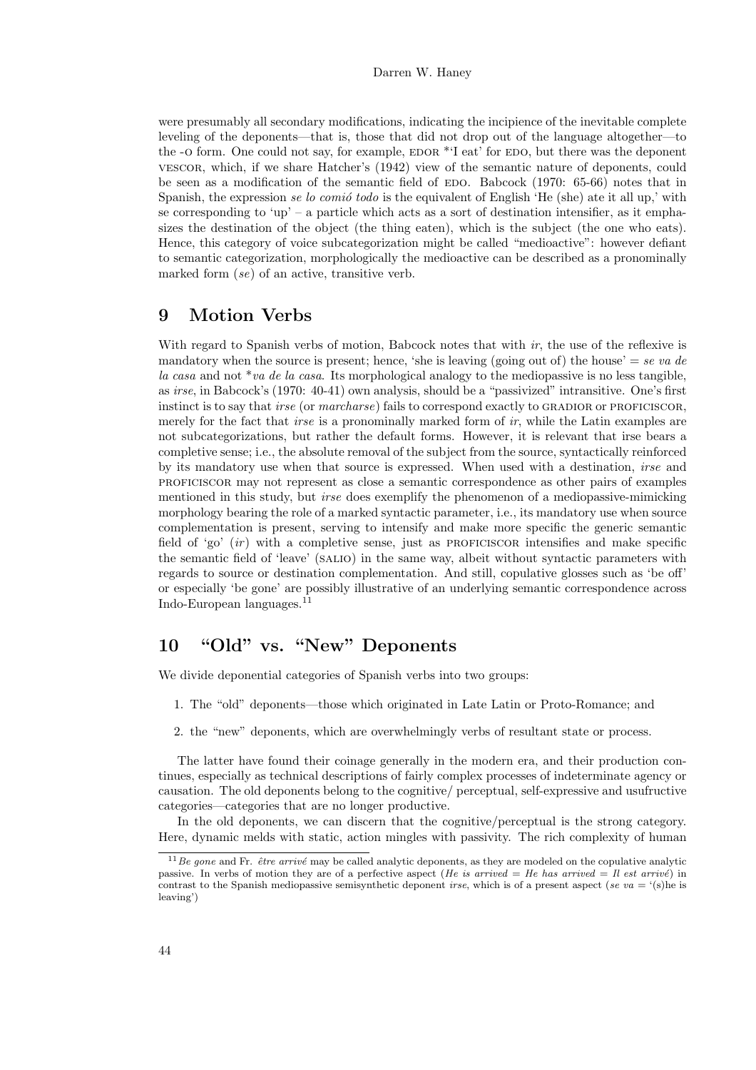were presumably all secondary modifications, indicating the incipience of the inevitable complete leveling of the deponents—that is, those that did not drop out of the language altogether—to the -O form. One could not say, for example, EDOR *'I eat' for EDO, but there was the deponent VESCOR, which, if we share Hatcher's (1942) view of the semantic nature of deponents, could be seen as a modification of the semantic field of EDO. Babcock (1970: 65-66) notes that in Spanish, the expression *se lo comió todo* is the equivalent of English 'He (she) ate it all up,' with se corresponding to 'up' – a particle which acts as a sort of destination intensifier, as it emphasizes the destination of the object (the thing eaten), which is the subject (the one who eats). Hence, this category of voice subcategorization might be called "medioactive": however defiant to semantic categorization, morphologically the medioactive can be described as a pronominally marked form (*se*) of an active, transitive verb.

## 9 Motion Verbs

With regard to Spanish verbs of motion, Babcock notes that with *ir*, the use of the reflexive is mandatory when the source is present; hence, 'she is leaving (going out of) the house' = *se va de la casa* and not **va de la casa*. Its morphological analogy to the mediopassive is no less tangible, as *irse*, in Babcock's (1970: 40-41) own analysis, should be a "passivized" intransitive. One's first instinct is to say that *irse* (or *marcharse*) fails to correspond exactly to GRADIOR or PROFICISCOR, merely for the fact that *irse* is a pronominally marked form of *ir*, while the Latin examples are not subcategorizations, but rather the default forms. However, it is relevant that irse bears a completive sense; i.e., the absolute removal of the subject from the source, syntactically reinforced by its mandatory use when that source is expressed. When used with a destination, *irse* and PROFICISCOR may not represent as close a semantic correspondence as other pairs of examples mentioned in this study, but *irse* does exemplify the phenomenon of a mediopassive-mimicking morphology bearing the role of a marked syntactic parameter, i.e., its mandatory use when source complementation is present, serving to intensify and make more specific the generic semantic field of 'go' (*ir*) with a completive sense, just as PROFICISCOR intensifies and make specific the semantic field of 'leave' (SALIO) in the same way, albeit without syntactic parameters with regards to source or destination complementation. And still, copulative glosses such as 'be off' or especially 'be gone' are possibly illustrative of an underlying semantic correspondence across Indo-European languages.[11]

## 10 "Old" vs. "New" Deponents

We divide deponential categories of Spanish verbs into two groups:

1. The "old" deponents—those which originated in Late Latin or Proto-Romance; and
2. the "new" deponents, which are overwhelmingly verbs of resultant state or process.

The latter have found their coinage generally in the modern era, and their production continues, especially as technical descriptions of fairly complex processes of indeterminate agency or causation. The old deponents belong to the cognitive/ perceptual, self-expressive and usufructive categories—categories that are no longer productive.

In the old deponents, we can discern that the cognitive/perceptual is the strong category. Here, dynamic melds with static, action mingles with passivity. The rich complexity of human

[11] *Be gone* and Fr. *être arrivé* may be called analytic deponents, as they are modeled on the copulative analytic passive. In verbs of motion they are of a perfective aspect (*He is arrived = He has arrived = Il est arrivé*) in contrast to the Spanish mediopassive semisynthetic deponent *irse*, which is of a present aspect (*se va* = '(s)he is leaving')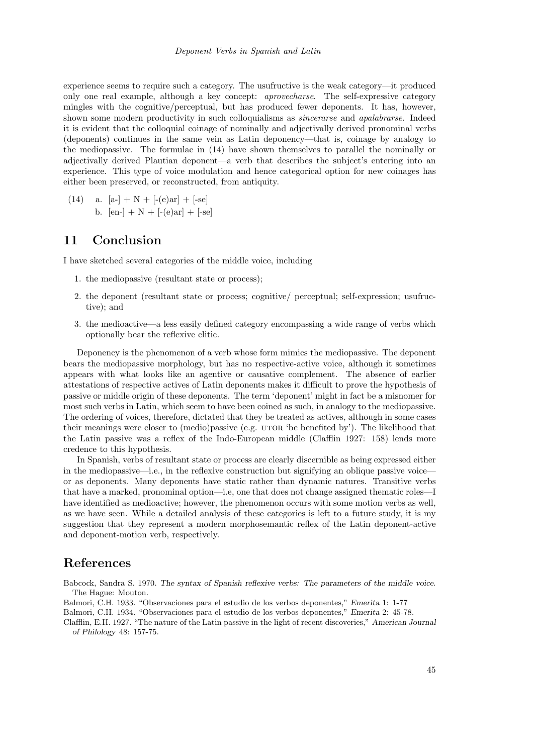experience seems to require such a category. The usufructive is the weak category—it produced only one real example, although a key concept: *aprovecharse*. The self-expressive category mingles with the cognitive/perceptual, but has produced fewer deponents. It has, however, shown some modern productivity in such colloquialisms as *sincerarse* and *apalabrarse*. Indeed it is evident that the colloquial coinage of nominally and adjectivally derived pronominal verbs (deponents) continues in the same vein as Latin deponency—that is, coinage by analogy to the mediopassive. The formulae in (14) have shown themselves to parallel the nominally or adjectivally derived Plautian deponent—a verb that describes the subject's entering into an experience. This type of voice modulation and hence categorical option for new coinages has either been preserved, or reconstructed, from antiquity.

(14) a. [a-] + N + [-(e)ar] + [-se]
  b. [en-] + N + [-(e)ar] + [-se]

## 11 Conclusion

I have sketched several categories of the middle voice, including

1. the mediopassive (resultant state or process);
2. the deponent (resultant state or process; cognitive/ perceptual; self-expression; usufructive); and
3. the medioactive—a less easily defined category encompassing a wide range of verbs which optionally bear the reflexive clitic.

Deponency is the phenomenon of a verb whose form mimics the mediopassive. The deponent bears the mediopassive morphology, but has no respective-active voice, although it sometimes appears with what looks like an agentive or causative complement. The absence of earlier attestations of respective actives of Latin deponents makes it difficult to prove the hypothesis of passive or middle origin of these deponents. The term 'deponent' might in fact be a misnomer for most such verbs in Latin, which seem to have been coined as such, in analogy to the mediopassive. The ordering of voices, therefore, dictated that they be treated as actives, although in some cases their meanings were closer to (medio)passive (e.g. UTOR 'be benefited by'). The likelihood that the Latin passive was a reflex of the Indo-European middle (Clafflin 1927: 158) lends more credence to this hypothesis.

In Spanish, verbs of resultant state or process are clearly discernible as being expressed either in the mediopassive—i.e., in the reflexive construction but signifying an oblique passive voice—or as deponents. Many deponents have static rather than dynamic natures. Transitive verbs that have a marked, pronominal option—i.e, one that does not change assigned thematic roles—I have identified as medioactive; however, the phenomenon occurs with some motion verbs as well, as we have seen. While a detailed analysis of these categories is left to a future study, it is my suggestion that they represent a modern morphosemantic reflex of the Latin deponent-active and deponent-motion verb, respectively.

## References

Babcock, Sandra S. 1970. *The syntax of Spanish reflexive verbs: The parameters of the middle voice.* The Hague: Mouton.

Balmori, C.H. 1933. "Observaciones para el estudio de los verbos deponentes," *Emerita* 1: 1-77

Balmori, C.H. 1934. "Observaciones para el estudio de los verbos deponentes," *Emerita* 2: 45-78.

Clafflin, E.H. 1927. "The nature of the Latin passive in the light of recent discoveries," *American Journal of Philology* 48: 157-75.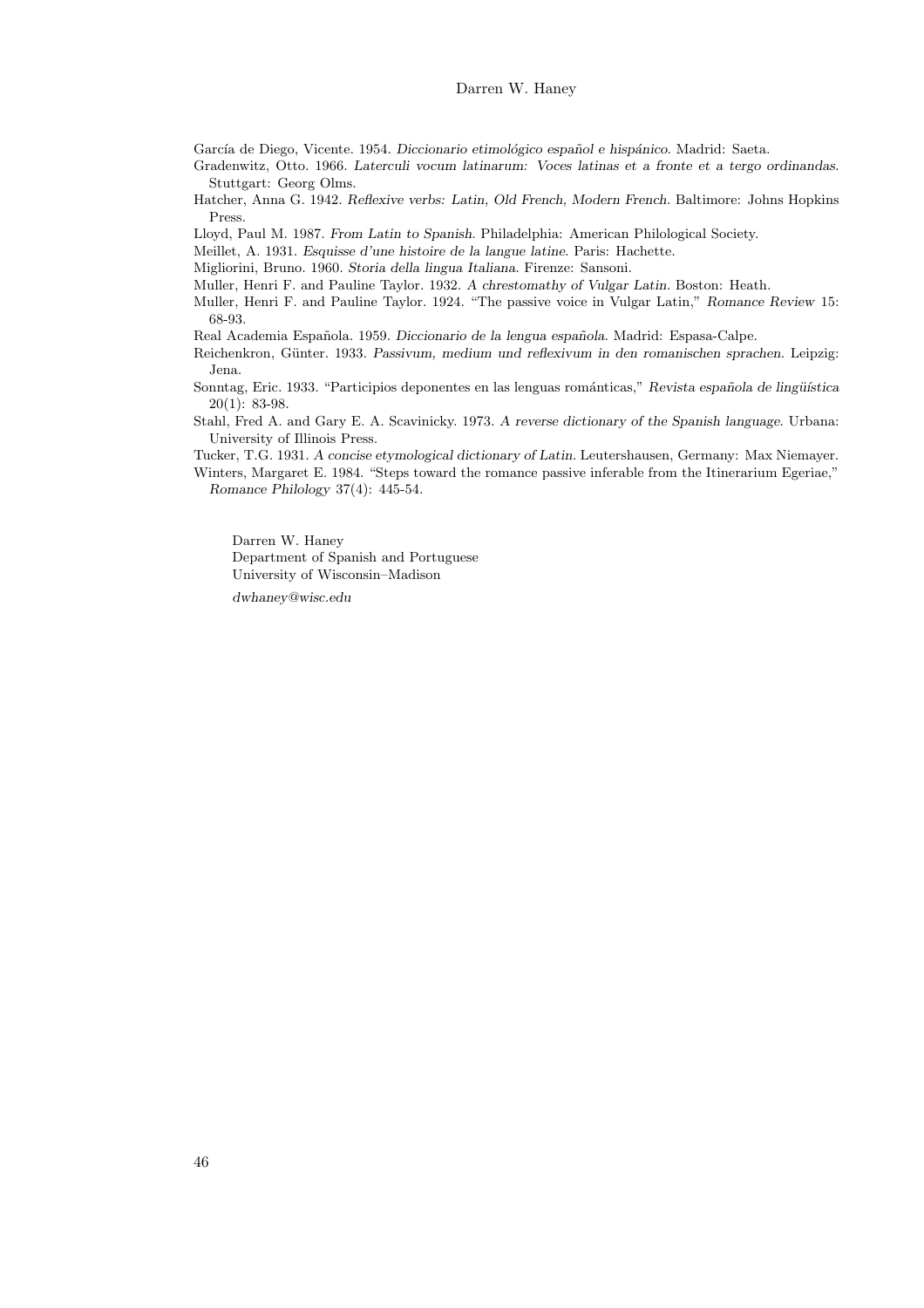García de Diego, Vicente. 1954. *Diccionario etimológico español e hispánico*. Madrid: Saeta.

Gradenwitz, Otto. 1966. *Laterculi vocum latinarum: Voces latinas et a fronte et a tergo ordinandas*. Stuttgart: Georg Olms.

Hatcher, Anna G. 1942. *Reflexive verbs: Latin, Old French, Modern French*. Baltimore: Johns Hopkins Press.

Lloyd, Paul M. 1987. *From Latin to Spanish*. Philadelphia: American Philological Society.

Meillet, A. 1931. *Esquisse d'une histoire de la langue latine*. Paris: Hachette.

Migliorini, Bruno. 1960. *Storia della lingua Italiana*. Firenze: Sansoni.

Muller, Henri F. and Pauline Taylor. 1932. *A chrestomathy of Vulgar Latin*. Boston: Heath.

Muller, Henri F. and Pauline Taylor. 1924. "The passive voice in Vulgar Latin," *Romance Review* 15: 68-93.

Real Academia Española. 1959. *Diccionario de la lengua española*. Madrid: Espasa-Calpe.

Reichenkron, Günter. 1933. *Passivum, medium und reflexivum in den romanischen sprachen*. Leipzig: Jena.

Sonntag, Eric. 1933. "Participios deponentes en las lenguas románticas," *Revista española de lingüística* 20(1): 83-98.

Stahl, Fred A. and Gary E. A. Scavinicky. 1973. *A reverse dictionary of the Spanish language*. Urbana: University of Illinois Press.

Tucker, T.G. 1931. *A concise etymological dictionary of Latin*. Leutershausen, Germany: Max Niemayer.

Winters, Margaret E. 1984. "Steps toward the romance passive inferable from the Itinerarium Egeriae," *Romance Philology* 37(4): 445-54.

Darren W. Haney
Department of Spanish and Portuguese
University of Wisconsin–Madison
*dwhaney@wisc.edu*